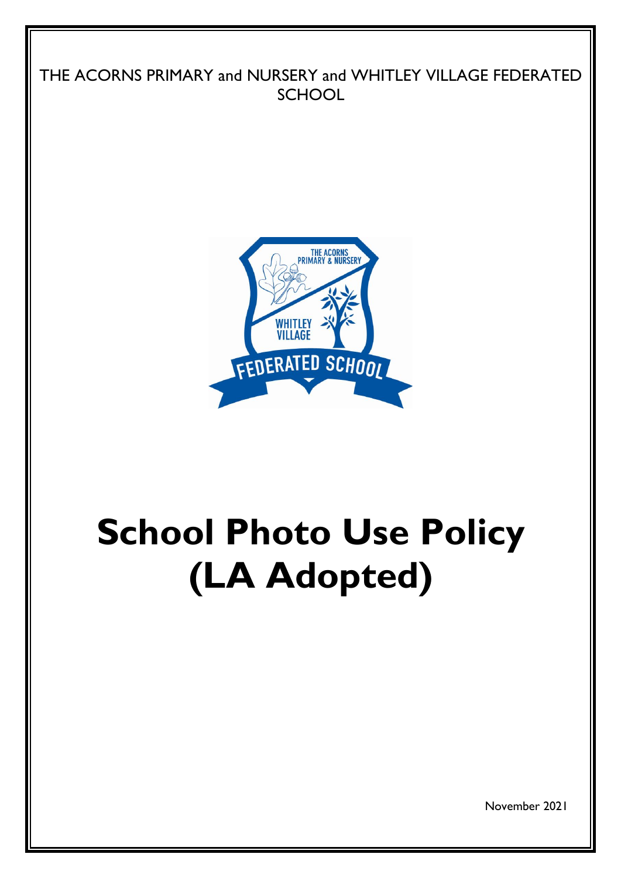THE ACORNS PRIMARY and NURSERY and WHITLEY VILLAGE FEDERATED SCHOOL

# School Photo Use Policy (LA Adopted)

November 2021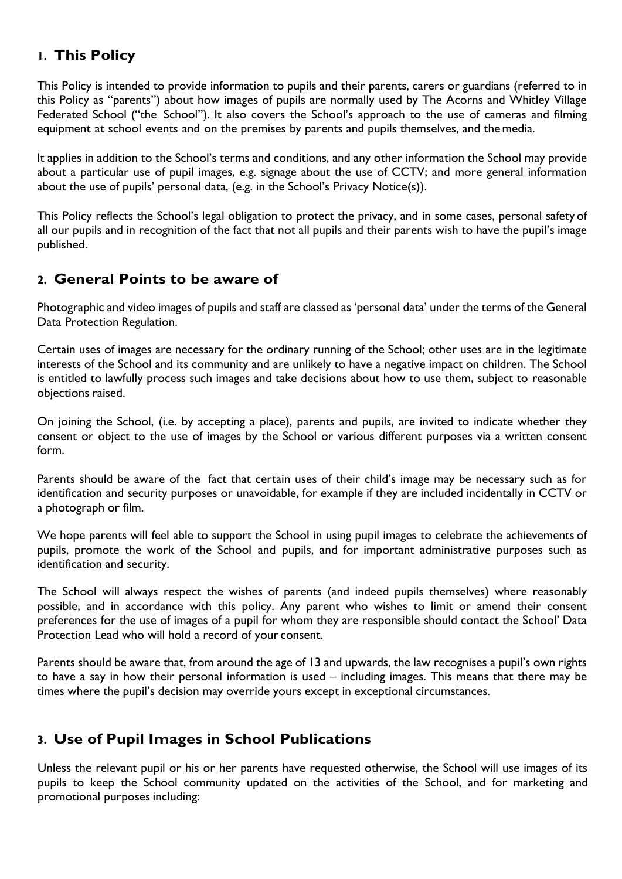## 1. This Policy

This Policy is intended to provide information to pupils and their parents, carers or guardians (referred to in this Policy as "parents") about how images of pupils are normally used by The Acorns and Whitley Village Federated School ("the School"). It also covers the School's approach to the use of cameras and filming equipment at school events and on the premises by parents and pupils themselves, and the media.

It applies in addition to the School's terms and conditions, and any other information the School may provide about a particular use of pupil images, e.g. signage about the use of CCTV; and more general information about the use of pupils' personal data, (e.g. in the School's Privacy Notice(s)).

This Policy reflects the School's legal obligation to protect the privacy, and in some cases, personal safety of all our pupils and in recognition of the fact that not all pupils and their parents wish to have the pupil's image published.

## 2. General Points to be aware of

Photographic and video images of pupils and staff are classed as 'personal data' under the terms of the General Data Protection Regulation.

Certain uses of images are necessary for the ordinary running of the School; other uses are in the legitimate interests of the School and its community and are unlikely to have a negative impact on children. The School is entitled to lawfully process such images and take decisions about how to use them, subject to reasonable objections raised.

On joining the School, (i.e. by accepting a place), parents and pupils, are invited to indicate whether they consent or object to the use of images by the School or various different purposes via a written consent form.

Parents should be aware of the fact that certain uses of their child's image may be necessary such as for identification and security purposes or unavoidable, for example if they are included incidentally in CCTV or a photograph or film.

We hope parents will feel able to support the School in using pupil images to celebrate the achievements of pupils, promote the work of the School and pupils, and for important administrative purposes such as identification and security.

The School will always respect the wishes of parents (and indeed pupils themselves) where reasonably possible, and in accordance with this policy. Any parent who wishes to limit or amend their consent preferences for the use of images of a pupil for whom they are responsible should contact the School' Data Protection Lead who will hold a record of your consent.

Parents should be aware that, from around the age of 13 and upwards, the law recognises a pupil's own rights to have a say in how their personal information is used – including images. This means that there may be times where the pupil's decision may override yours except in exceptional circumstances.

## 3. Use of Pupil Images in School Publications

Unless the relevant pupil or his or her parents have requested otherwise, the School will use images of its pupils to keep the School community updated on the activities of the School, and for marketing and promotional purposes including: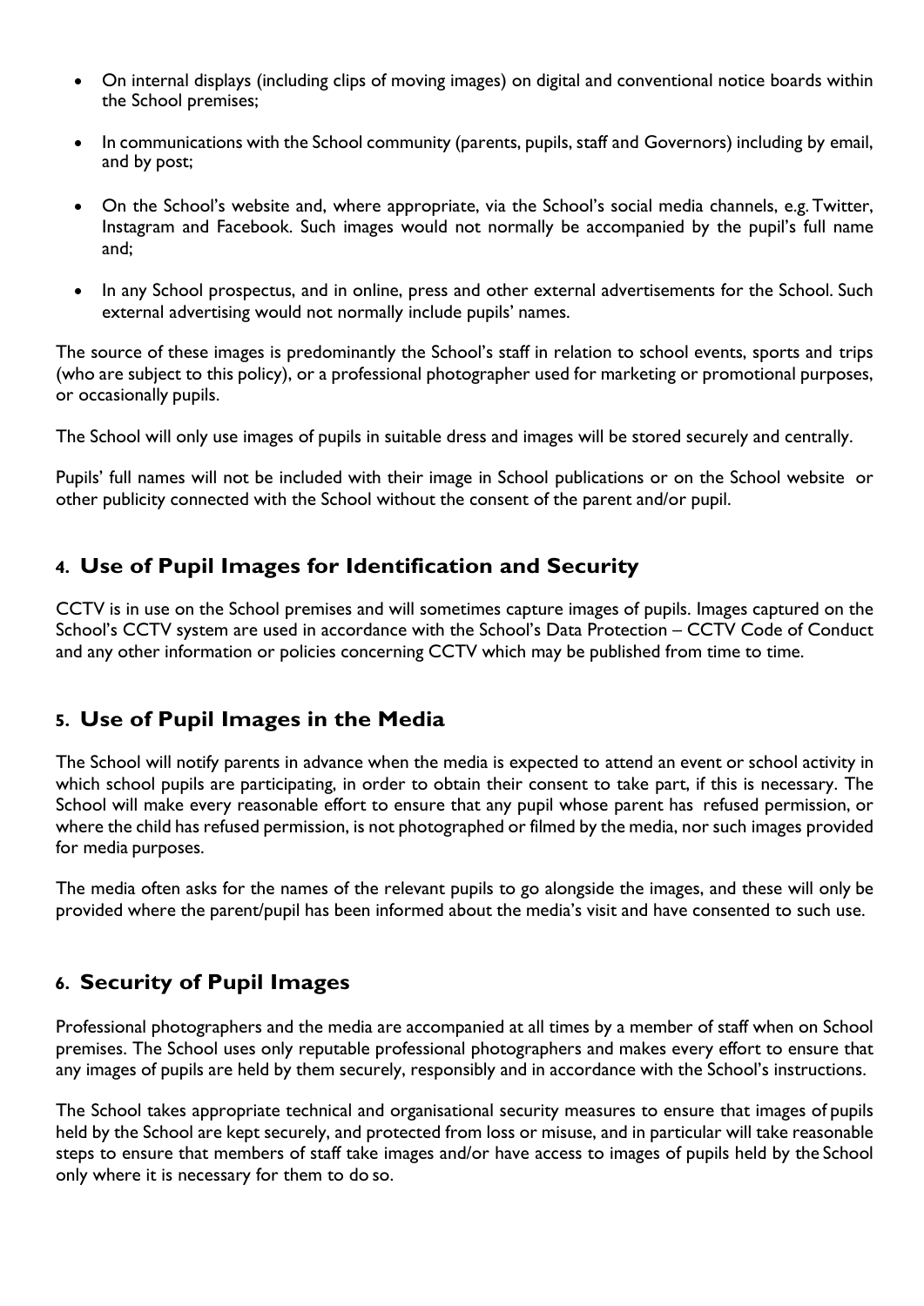- On internal displays (including clips of moving images) on digital and conventional notice boards within the School premises;
- In communications with the School community (parents, pupils, staff and Governors) including by email, and by post;
- On the School's website and, where appropriate, via the School's social media channels, e.g. Twitter, Instagram and Facebook. Such images would not normally be accompanied by the pupil's full name and;
- In any School prospectus, and in online, press and other external advertisements for the School. Such external advertising would not normally include pupils' names.

The source of these images is predominantly the School's staff in relation to school events, sports and trips (who are subject to this policy), or a professional photographer used for marketing or promotional purposes, or occasionally pupils.

The School will only use images of pupils in suitable dress and images will be stored securely and centrally.

Pupils' full names will not be included with their image in School publications or on the School website or other publicity connected with the School without the consent of the parent and/or pupil.

## 4. Use of Pupil Images for Identification and Security

CCTV is in use on the School premises and will sometimes capture images of pupils. Images captured on the School's CCTV system are used in accordance with the School's Data Protection – CCTV Code of Conduct and any other information or policies concerning CCTV which may be published from time to time.

## 5. Use of Pupil Images in the Media

The School will notify parents in advance when the media is expected to attend an event or school activity in which school pupils are participating, in order to obtain their consent to take part, if this is necessary. The School will make every reasonable effort to ensure that any pupil whose parent has refused permission, or where the child has refused permission, is not photographed or filmed by the media, nor such images provided for media purposes.

The media often asks for the names of the relevant pupils to go alongside the images, and these will only be provided where the parent/pupil has been informed about the media's visit and have consented to such use.

## 6. Security of Pupil Images

Professional photographers and the media are accompanied at all times by a member of staff when on School premises. The School uses only reputable professional photographers and makes every effort to ensure that any images of pupils are held by them securely, responsibly and in accordance with the School's instructions.

The School takes appropriate technical and organisational security measures to ensure that images of pupils held by the School are kept securely, and protected from loss or misuse, and in particular will take reasonable steps to ensure that members of staff take images and/or have access to images of pupils held by the School only where it is necessary for them to do so.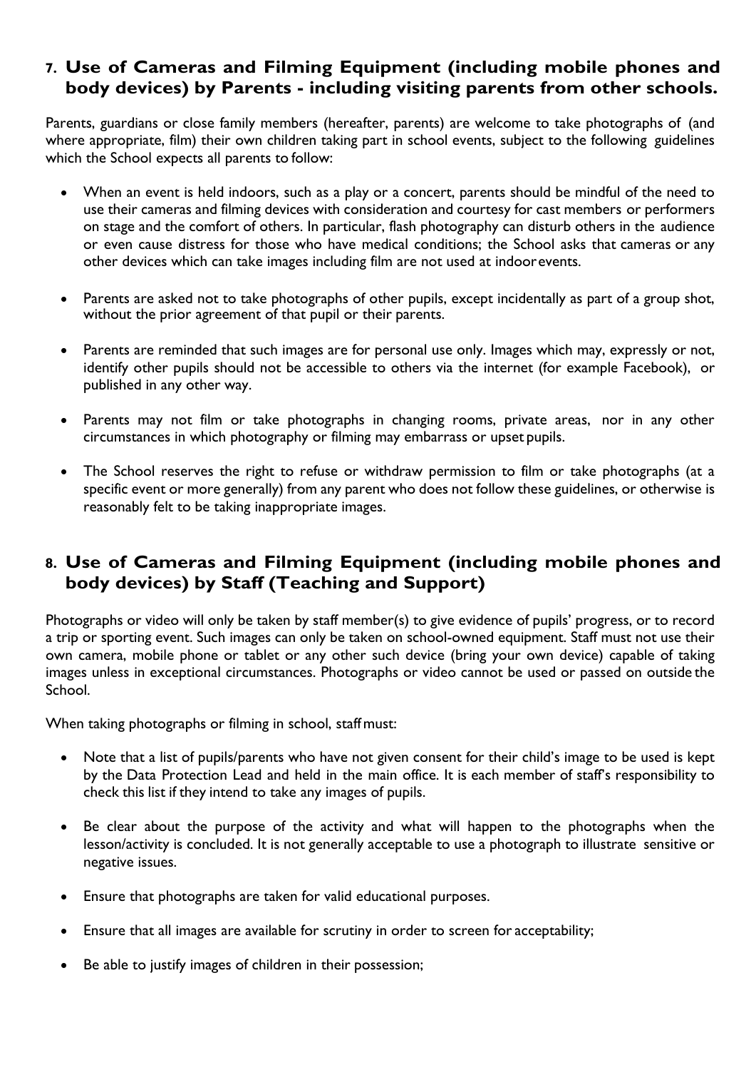## 7. Use of Cameras and Filming Equipment (including mobile phones and body devices) by Parents - including visiting parents from other schools.

Parents, guardians or close family members (hereafter, parents) are welcome to take photographs of (and where appropriate, film) their own children taking part in school events, subject to the following guidelines which the School expects all parents to follow:

- When an event is held indoors, such as a play or a concert, parents should be mindful of the need to use their cameras and filming devices with consideration and courtesy for cast members or performers on stage and the comfort of others. In particular, flash photography can disturb others in the audience or even cause distress for those who have medical conditions; the School asks that cameras or any other devices which can take images including film are not used at indoor events.

- Parents are asked not to take photographs of other pupils, except incidentally as part of a group shot, without the prior agreement of that pupil or their parents.

- Parents are reminded that such images are for personal use only. Images which may, expressly or not, identify other pupils should not be accessible to others via the internet (for example Facebook), or published in any other way.

- Parents may not film or take photographs in changing rooms, private areas, nor in any other circumstances in which photography or filming may embarrass or upset pupils.

- The School reserves the right to refuse or withdraw permission to film or take photographs (at a specific event or more generally) from any parent who does not follow these guidelines, or otherwise is reasonably felt to be taking inappropriate images.

## 8. Use of Cameras and Filming Equipment (including mobile phones and body devices) by Staff (Teaching and Support)

Photographs or video will only be taken by staff member(s) to give evidence of pupils' progress, or to record a trip or sporting event. Such images can only be taken on school-owned equipment. Staff must not use their own camera, mobile phone or tablet or any other such device (bring your own device) capable of taking images unless in exceptional circumstances. Photographs or video cannot be used or passed on outside the School.

When taking photographs or filming in school, staff must:

- Note that a list of pupils/parents who have not given consent for their child's image to be used is kept by the Data Protection Lead and held in the main office. It is each member of staff's responsibility to check this list if they intend to take any images of pupils.

- Be clear about the purpose of the activity and what will happen to the photographs when the lesson/activity is concluded. It is not generally acceptable to use a photograph to illustrate sensitive or negative issues.

- Ensure that photographs are taken for valid educational purposes.

- Ensure that all images are available for scrutiny in order to screen for acceptability;

- Be able to justify images of children in their possession;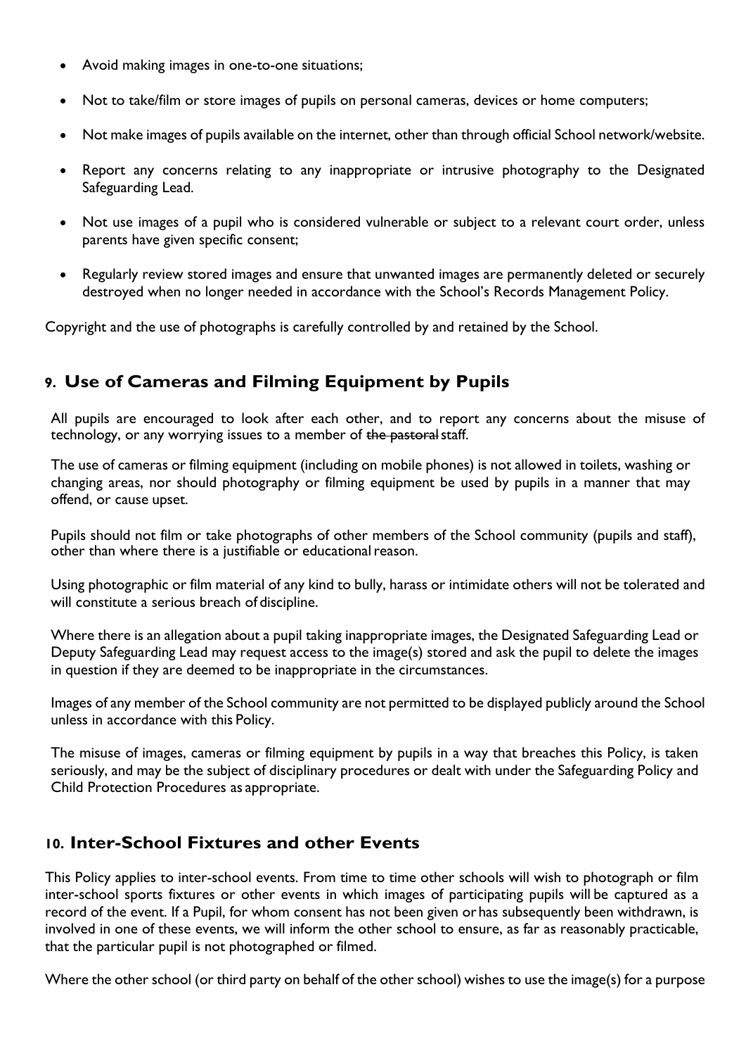- Avoid making images in one-to-one situations;
- Not to take/film or store images of pupils on personal cameras, devices or home computers;
- Not make images of pupils available on the internet, other than through official School network/website.
- Report any concerns relating to any inappropriate or intrusive photography to the Designated Safeguarding Lead.
- Not use images of a pupil who is considered vulnerable or subject to a relevant court order, unless parents have given specific consent;
- Regularly review stored images and ensure that unwanted images are permanently deleted or securely destroyed when no longer needed in accordance with the School's Records Management Policy.

Copyright and the use of photographs is carefully controlled by and retained by the School.

## 9. Use of Cameras and Filming Equipment by Pupils

All pupils are encouraged to look after each other, and to report any concerns about the misuse of technology, or any worrying issues to a member of ~~the pastoral~~ staff.

The use of cameras or filming equipment (including on mobile phones) is not allowed in toilets, washing or changing areas, nor should photography or filming equipment be used by pupils in a manner that may offend, or cause upset.

Pupils should not film or take photographs of other members of the School community (pupils and staff), other than where there is a justifiable or educational reason.

Using photographic or film material of any kind to bully, harass or intimidate others will not be tolerated and will constitute a serious breach of discipline.

Where there is an allegation about a pupil taking inappropriate images, the Designated Safeguarding Lead or Deputy Safeguarding Lead may request access to the image(s) stored and ask the pupil to delete the images in question if they are deemed to be inappropriate in the circumstances.

Images of any member of the School community are not permitted to be displayed publicly around the School unless in accordance with this Policy.

The misuse of images, cameras or filming equipment by pupils in a way that breaches this Policy, is taken seriously, and may be the subject of disciplinary procedures or dealt with under the Safeguarding Policy and Child Protection Procedures as appropriate.

## 10. Inter-School Fixtures and other Events

This Policy applies to inter-school events. From time to time other schools will wish to photograph or film inter-school sports fixtures or other events in which images of participating pupils will be captured as a record of the event. If a Pupil, for whom consent has not been given or has subsequently been withdrawn, is involved in one of these events, we will inform the other school to ensure, as far as reasonably practicable, that the particular pupil is not photographed or filmed.

Where the other school (or third party on behalf of the other school) wishes to use the image(s) for a purpose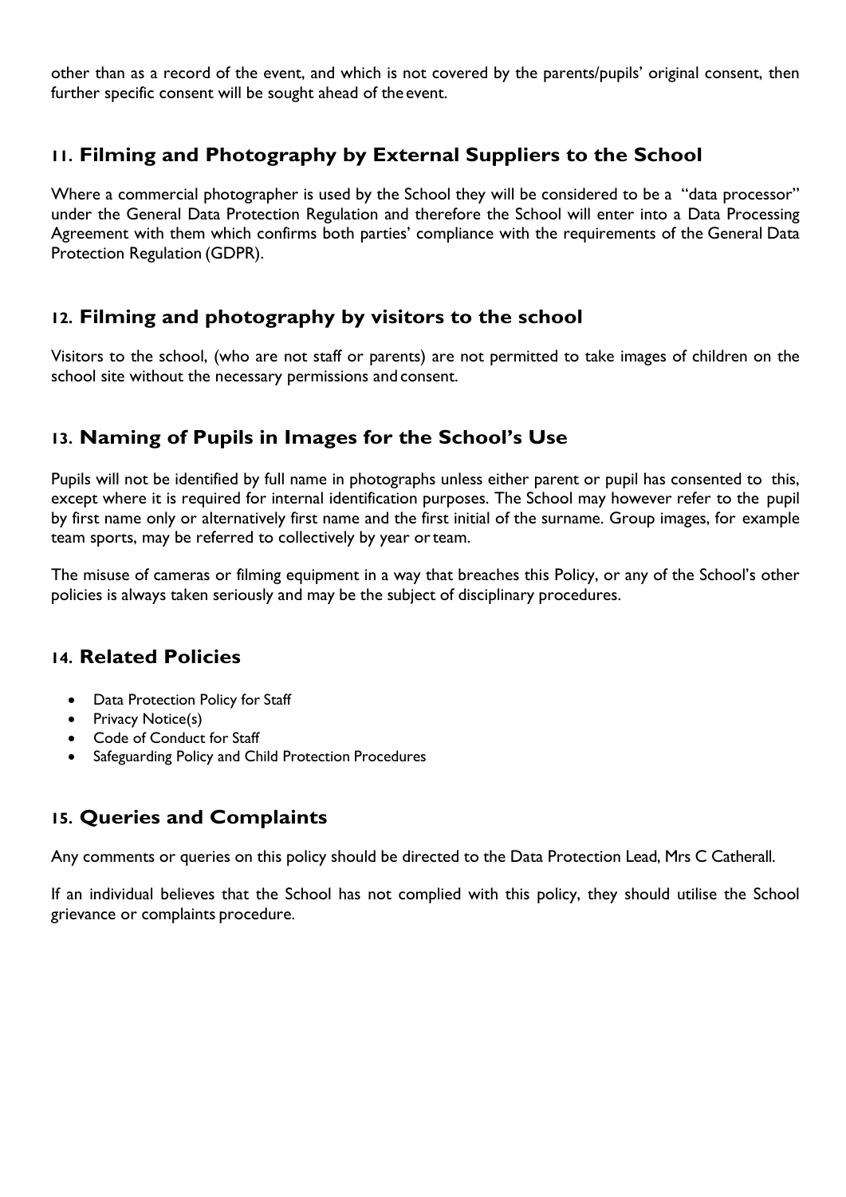other than as a record of the event, and which is not covered by the parents/pupils' original consent, then further specific consent will be sought ahead of the event.

## 11. Filming and Photography by External Suppliers to the School

Where a commercial photographer is used by the School they will be considered to be a "data processor" under the General Data Protection Regulation and therefore the School will enter into a Data Processing Agreement with them which confirms both parties' compliance with the requirements of the General Data Protection Regulation (GDPR).

## 12. Filming and photography by visitors to the school

Visitors to the school, (who are not staff or parents) are not permitted to take images of children on the school site without the necessary permissions and consent.

## 13. Naming of Pupils in Images for the School's Use

Pupils will not be identified by full name in photographs unless either parent or pupil has consented to this, except where it is required for internal identification purposes. The School may however refer to the pupil by first name only or alternatively first name and the first initial of the surname. Group images, for example team sports, may be referred to collectively by year or team.

The misuse of cameras or filming equipment in a way that breaches this Policy, or any of the School's other policies is always taken seriously and may be the subject of disciplinary procedures.

## 14. Related Policies

- Data Protection Policy for Staff
- Privacy Notice(s)
- Code of Conduct for Staff
- Safeguarding Policy and Child Protection Procedures

## 15. Queries and Complaints

Any comments or queries on this policy should be directed to the Data Protection Lead, Mrs C Catherall.

If an individual believes that the School has not complied with this policy, they should utilise the School grievance or complaints procedure.